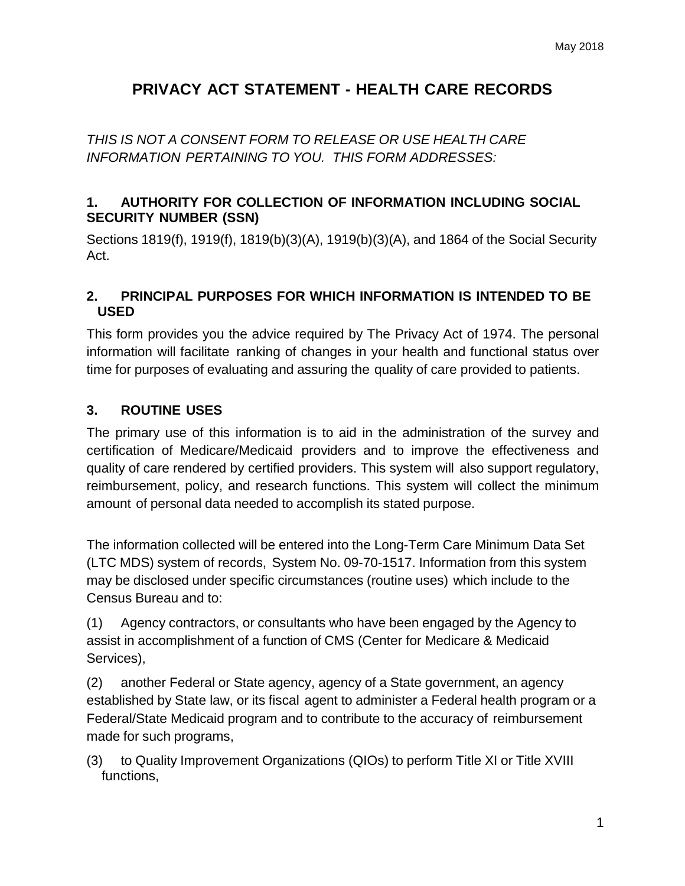May 2018

# PRIVACY ACT STATEMENT - HEALTH CARE RECORDS

*THIS IS NOT A CONSENT FORM TO RELEASE OR USE HEALTH CARE INFORMATION PERTAINING TO YOU. THIS FORM ADDRESSES:*

## 1. AUTHORITY FOR COLLECTION OF INFORMATION INCLUDING SOCIAL SECURITY NUMBER (SSN)

Sections 1819(f), 1919(f), 1819(b)(3)(A), 1919(b)(3)(A), and 1864 of the Social Security Act.

## 2. PRINCIPAL PURPOSES FOR WHICH INFORMATION IS INTENDED TO BE USED

This form provides you the advice required by The Privacy Act of 1974. The personal information will facilitate ranking of changes in your health and functional status over time for purposes of evaluating and assuring the quality of care provided to patients.

## 3. ROUTINE USES

The primary use of this information is to aid in the administration of the survey and certification of Medicare/Medicaid providers and to improve the effectiveness and quality of care rendered by certified providers. This system will also support regulatory, reimbursement, policy, and research functions. This system will collect the minimum amount of personal data needed to accomplish its stated purpose.

The information collected will be entered into the Long-Term Care Minimum Data Set (LTC MDS) system of records, System No. 09-70-1517. Information from this system may be disclosed under specific circumstances (routine uses) which include to the Census Bureau and to:

(1) Agency contractors, or consultants who have been engaged by the Agency to assist in accomplishment of a function of CMS (Center for Medicare & Medicaid Services),

(2) another Federal or State agency, agency of a State government, an agency established by State law, or its fiscal agent to administer a Federal health program or a Federal/State Medicaid program and to contribute to the accuracy of reimbursement made for such programs,

(3) to Quality Improvement Organizations (QIOs) to perform Title XI or Title XVIII functions,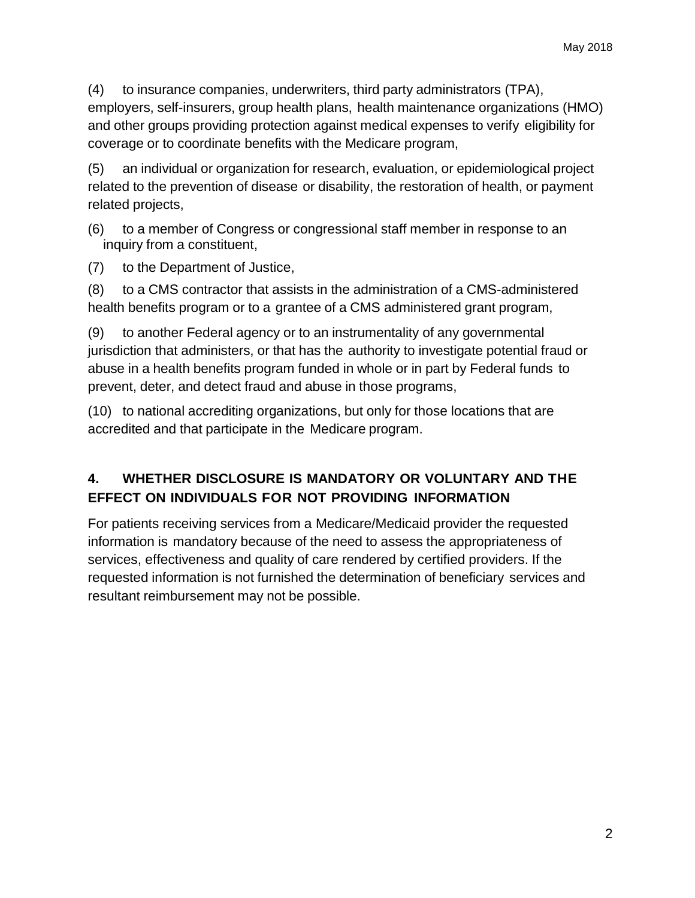(4) to insurance companies, underwriters, third party administrators (TPA), employers, self-insurers, group health plans, health maintenance organizations (HMO) and other groups providing protection against medical expenses to verify eligibility for coverage or to coordinate benefits with the Medicare program,

(5) an individual or organization for research, evaluation, or epidemiological project related to the prevention of disease or disability, the restoration of health, or payment related projects,

(6) to a member of Congress or congressional staff member in response to an inquiry from a constituent,

(7) to the Department of Justice,

(8) to a CMS contractor that assists in the administration of a CMS-administered health benefits program or to a grantee of a CMS administered grant program,

(9) to another Federal agency or to an instrumentality of any governmental jurisdiction that administers, or that has the authority to investigate potential fraud or abuse in a health benefits program funded in whole or in part by Federal funds to prevent, deter, and detect fraud and abuse in those programs,

(10) to national accrediting organizations, but only for those locations that are accredited and that participate in the Medicare program.

## 4. WHETHER DISCLOSURE IS MANDATORY OR VOLUNTARY AND THE EFFECT ON INDIVIDUALS FOR NOT PROVIDING INFORMATION

For patients receiving services from a Medicare/Medicaid provider the requested information is mandatory because of the need to assess the appropriateness of services, effectiveness and quality of care rendered by certified providers. If the requested information is not furnished the determination of beneficiary services and resultant reimbursement may not be possible.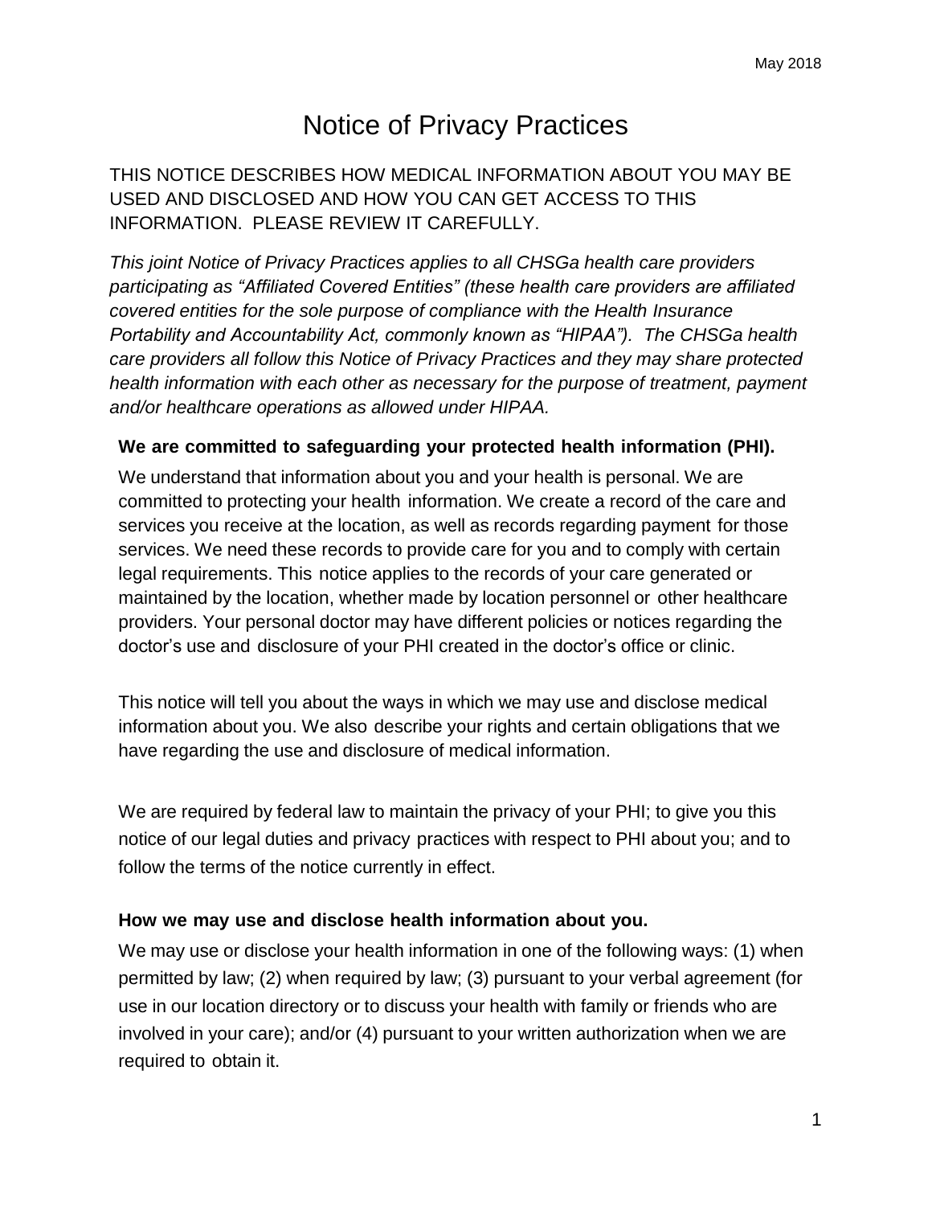# Notice of Privacy Practices

THIS NOTICE DESCRIBES HOW MEDICAL INFORMATION ABOUT YOU MAY BE USED AND DISCLOSED AND HOW YOU CAN GET ACCESS TO THIS INFORMATION. PLEASE REVIEW IT CAREFULLY.

*This joint Notice of Privacy Practices applies to all CHSGa health care providers participating as "Affiliated Covered Entities" (these health care providers are affiliated covered entities for the sole purpose of compliance with the Health Insurance Portability and Accountability Act, commonly known as "HIPAA"). The CHSGa health care providers all follow this Notice of Privacy Practices and they may share protected health information with each other as necessary for the purpose of treatment, payment and/or healthcare operations as allowed under HIPAA.*

**We are committed to safeguarding your protected health information (PHI).**

We understand that information about you and your health is personal. We are committed to protecting your health information. We create a record of the care and services you receive at the location, as well as records regarding payment for those services. We need these records to provide care for you and to comply with certain legal requirements. This notice applies to the records of your care generated or maintained by the location, whether made by location personnel or other healthcare providers. Your personal doctor may have different policies or notices regarding the doctor's use and disclosure of your PHI created in the doctor's office or clinic.

This notice will tell you about the ways in which we may use and disclose medical information about you. We also describe your rights and certain obligations that we have regarding the use and disclosure of medical information.

We are required by federal law to maintain the privacy of your PHI; to give you this notice of our legal duties and privacy practices with respect to PHI about you; and to follow the terms of the notice currently in effect.

**How we may use and disclose health information about you.**

We may use or disclose your health information in one of the following ways: (1) when permitted by law; (2) when required by law; (3) pursuant to your verbal agreement (for use in our location directory or to discuss your health with family or friends who are involved in your care); and/or (4) pursuant to your written authorization when we are required to obtain it.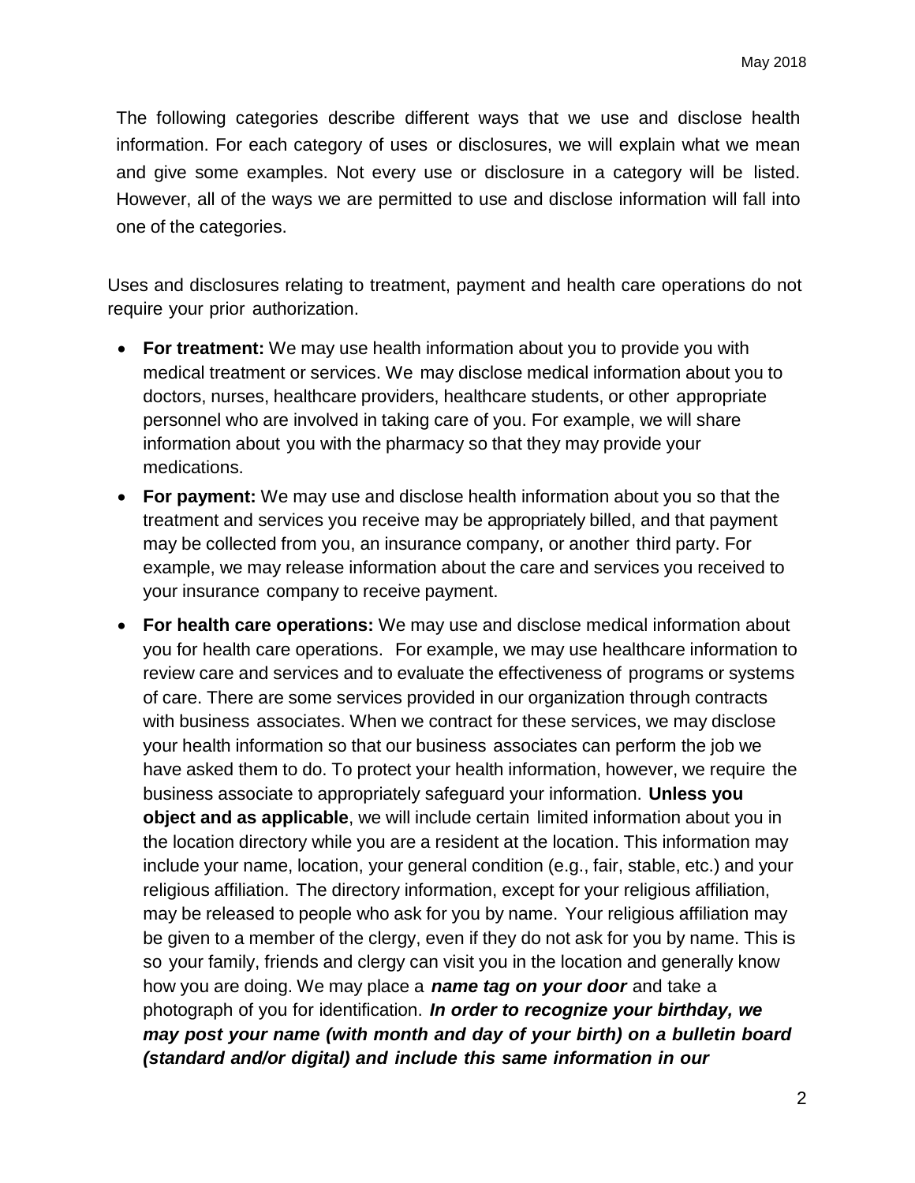The following categories describe different ways that we use and disclose health information. For each category of uses or disclosures, we will explain what we mean and give some examples. Not every use or disclosure in a category will be listed. However, all of the ways we are permitted to use and disclose information will fall into one of the categories.

Uses and disclosures relating to treatment, payment and health care operations do not require your prior authorization.

- **For treatment:** We may use health information about you to provide you with medical treatment or services. We may disclose medical information about you to doctors, nurses, healthcare providers, healthcare students, or other appropriate personnel who are involved in taking care of you. For example, we will share information about you with the pharmacy so that they may provide your medications.
- **For payment:** We may use and disclose health information about you so that the treatment and services you receive may be appropriately billed, and that payment may be collected from you, an insurance company, or another third party. For example, we may release information about the care and services you received to your insurance company to receive payment.
- **For health care operations:** We may use and disclose medical information about you for health care operations. For example, we may use healthcare information to review care and services and to evaluate the effectiveness of programs or systems of care. There are some services provided in our organization through contracts with business associates. When we contract for these services, we may disclose your health information so that our business associates can perform the job we have asked them to do. To protect your health information, however, we require the business associate to appropriately safeguard your information. **Unless you object and as applicable**, we will include certain limited information about you in the location directory while you are a resident at the location. This information may include your name, location, your general condition (e.g., fair, stable, etc.) and your religious affiliation. The directory information, except for your religious affiliation, may be released to people who ask for you by name. Your religious affiliation may be given to a member of the clergy, even if they do not ask for you by name. This is so your family, friends and clergy can visit you in the location and generally know how you are doing. We may place a ***name tag on your door*** and take a photograph of you for identification. ***In order to recognize your birthday, we may post your name (with month and day of your birth) on a bulletin board (standard and/or digital) and include this same information in our***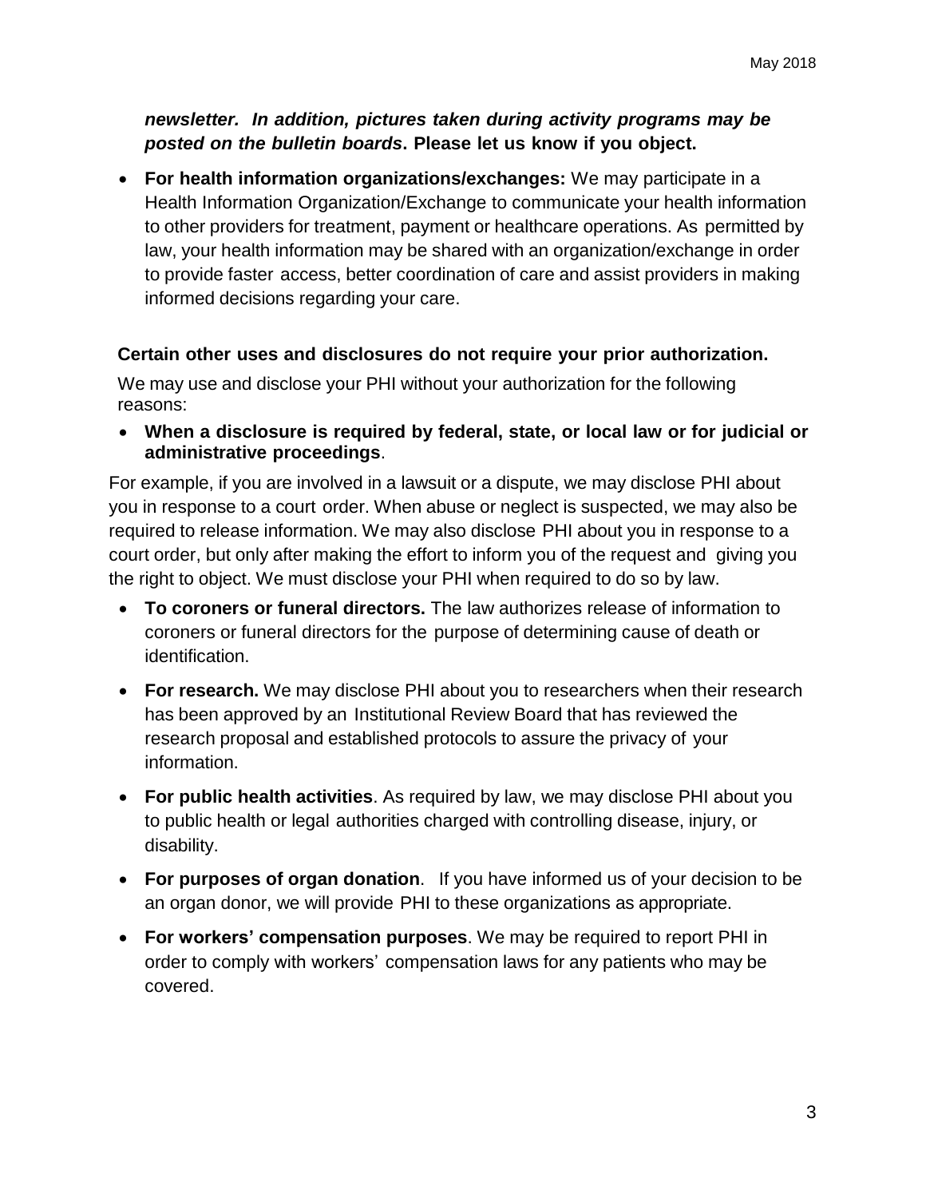***newsletter. In addition, pictures taken during activity programs may be posted on the bulletin boards*. Please let us know if you object.**

- **For health information organizations/exchanges:** We may participate in a Health Information Organization/Exchange to communicate your health information to other providers for treatment, payment or healthcare operations. As permitted by law, your health information may be shared with an organization/exchange in order to provide faster access, better coordination of care and assist providers in making informed decisions regarding your care.

**Certain other uses and disclosures do not require your prior authorization.**

We may use and disclose your PHI without your authorization for the following reasons:

- **When a disclosure is required by federal, state, or local law or for judicial or administrative proceedings**.

For example, if you are involved in a lawsuit or a dispute, we may disclose PHI about you in response to a court order. When abuse or neglect is suspected, we may also be required to release information. We may also disclose PHI about you in response to a court order, but only after making the effort to inform you of the request and giving you the right to object. We must disclose your PHI when required to do so by law.

- **To coroners or funeral directors.** The law authorizes release of information to coroners or funeral directors for the purpose of determining cause of death or identification.
- **For research.** We may disclose PHI about you to researchers when their research has been approved by an Institutional Review Board that has reviewed the research proposal and established protocols to assure the privacy of your information.
- **For public health activities**. As required by law, we may disclose PHI about you to public health or legal authorities charged with controlling disease, injury, or disability.
- **For purposes of organ donation**. If you have informed us of your decision to be an organ donor, we will provide PHI to these organizations as appropriate.
- **For workers' compensation purposes**. We may be required to report PHI in order to comply with workers' compensation laws for any patients who may be covered.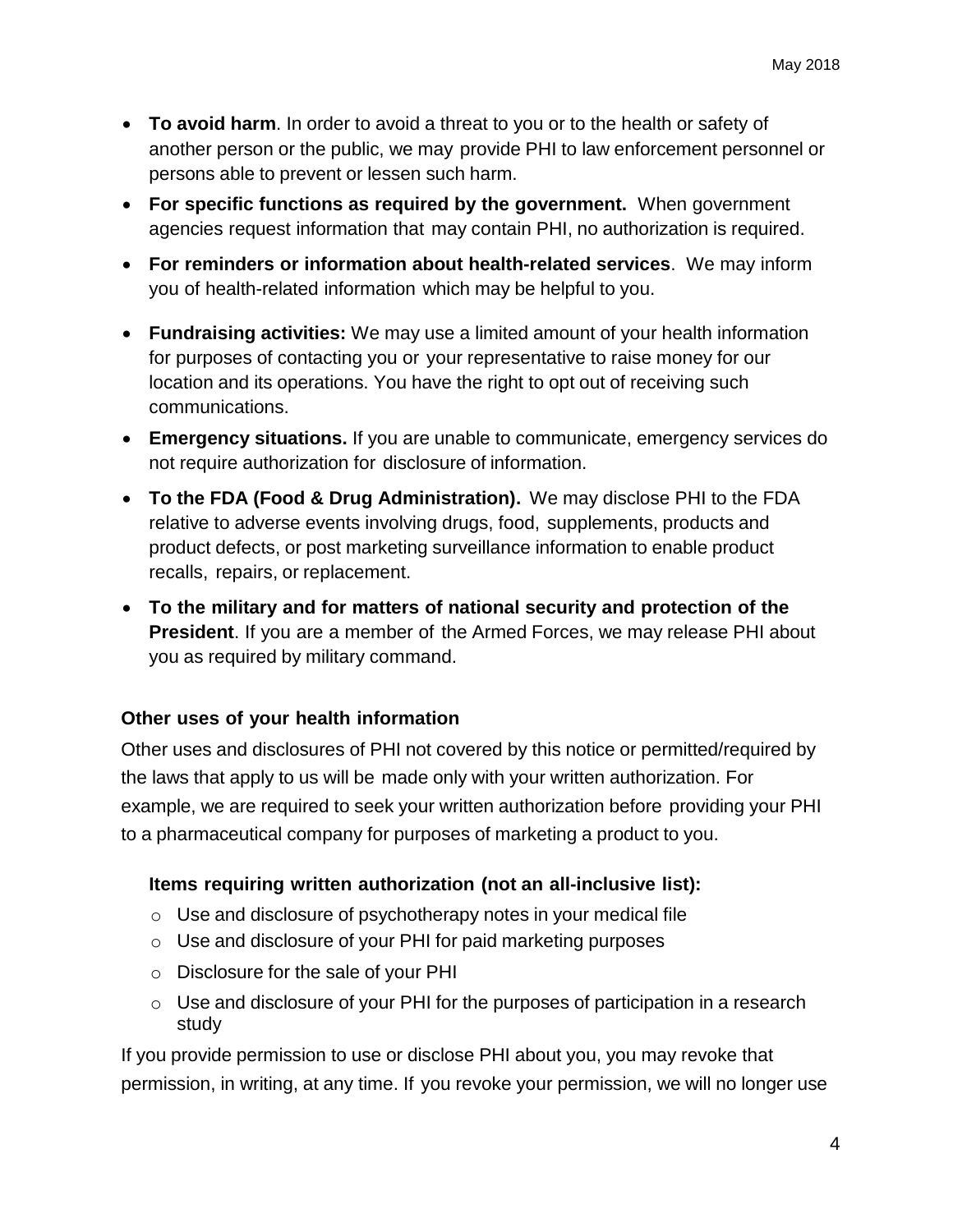- **To avoid harm**. In order to avoid a threat to you or to the health or safety of another person or the public, we may provide PHI to law enforcement personnel or persons able to prevent or lessen such harm.
- **For specific functions as required by the government.** When government agencies request information that may contain PHI, no authorization is required.
- **For reminders or information about health-related services**. We may inform you of health-related information which may be helpful to you.
- **Fundraising activities:** We may use a limited amount of your health information for purposes of contacting you or your representative to raise money for our location and its operations. You have the right to opt out of receiving such communications.
- **Emergency situations.** If you are unable to communicate, emergency services do not require authorization for disclosure of information.
- **To the FDA (Food & Drug Administration).** We may disclose PHI to the FDA relative to adverse events involving drugs, food, supplements, products and product defects, or post marketing surveillance information to enable product recalls, repairs, or replacement.
- **To the military and for matters of national security and protection of the President**. If you are a member of the Armed Forces, we may release PHI about you as required by military command.

### Other uses of your health information

Other uses and disclosures of PHI not covered by this notice or permitted/required by the laws that apply to us will be made only with your written authorization. For example, we are required to seek your written authorization before providing your PHI to a pharmaceutical company for purposes of marketing a product to you.

**Items requiring written authorization (not an all-inclusive list):**

- Use and disclosure of psychotherapy notes in your medical file
- Use and disclosure of your PHI for paid marketing purposes
- Disclosure for the sale of your PHI
- Use and disclosure of your PHI for the purposes of participation in a research study

If you provide permission to use or disclose PHI about you, you may revoke that permission, in writing, at any time. If you revoke your permission, we will no longer use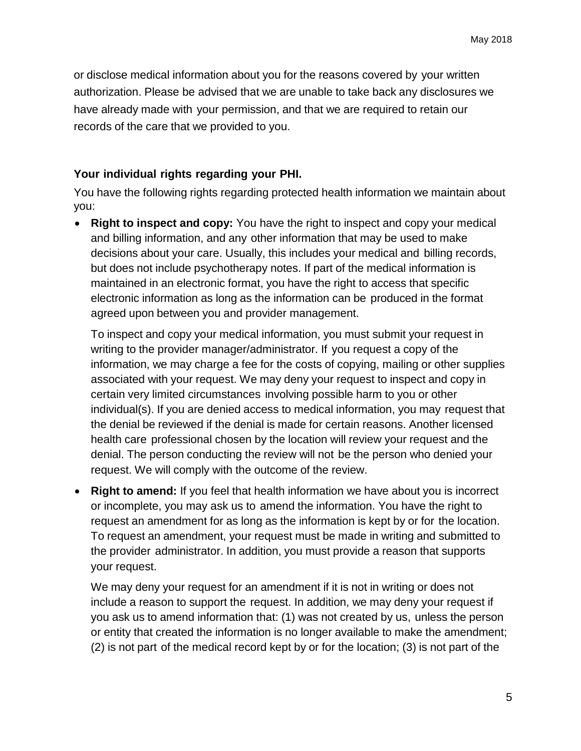or disclose medical information about you for the reasons covered by your written authorization. Please be advised that we are unable to take back any disclosures we have already made with your permission, and that we are required to retain our records of the care that we provided to you.

**Your individual rights regarding your PHI.**

You have the following rights regarding protected health information we maintain about you:

- **Right to inspect and copy:** You have the right to inspect and copy your medical and billing information, and any other information that may be used to make decisions about your care. Usually, this includes your medical and billing records, but does not include psychotherapy notes. If part of the medical information is maintained in an electronic format, you have the right to access that specific electronic information as long as the information can be produced in the format agreed upon between you and provider management.

  To inspect and copy your medical information, you must submit your request in writing to the provider manager/administrator. If you request a copy of the information, we may charge a fee for the costs of copying, mailing or other supplies associated with your request. We may deny your request to inspect and copy in certain very limited circumstances involving possible harm to you or other individual(s). If you are denied access to medical information, you may request that the denial be reviewed if the denial is made for certain reasons. Another licensed health care professional chosen by the location will review your request and the denial. The person conducting the review will not be the person who denied your request. We will comply with the outcome of the review.

- **Right to amend:** If you feel that health information we have about you is incorrect or incomplete, you may ask us to amend the information. You have the right to request an amendment for as long as the information is kept by or for the location. To request an amendment, your request must be made in writing and submitted to the provider administrator. In addition, you must provide a reason that supports your request.

  We may deny your request for an amendment if it is not in writing or does not include a reason to support the request. In addition, we may deny your request if you ask us to amend information that: (1) was not created by us, unless the person or entity that created the information is no longer available to make the amendment; (2) is not part of the medical record kept by or for the location; (3) is not part of the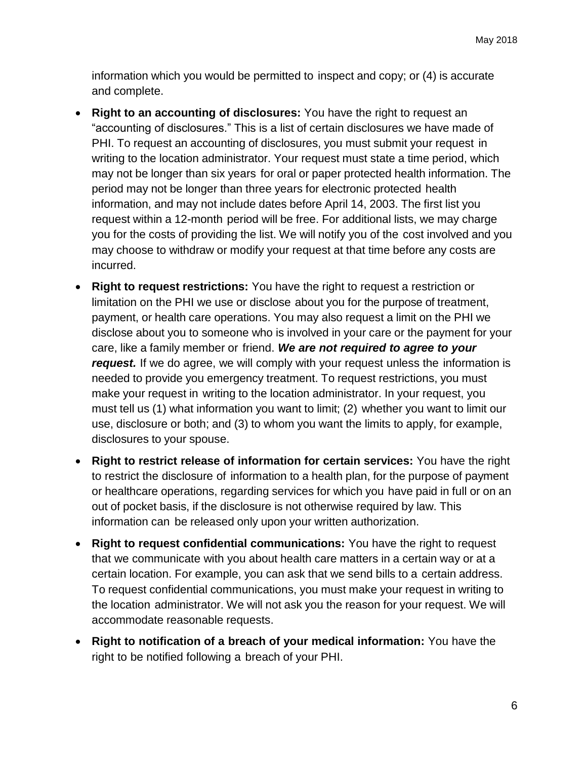information which you would be permitted to inspect and copy; or (4) is accurate and complete.

- **Right to an accounting of disclosures:** You have the right to request an "accounting of disclosures." This is a list of certain disclosures we have made of PHI. To request an accounting of disclosures, you must submit your request in writing to the location administrator. Your request must state a time period, which may not be longer than six years for oral or paper protected health information. The period may not be longer than three years for electronic protected health information, and may not include dates before April 14, 2003. The first list you request within a 12-month period will be free. For additional lists, we may charge you for the costs of providing the list. We will notify you of the cost involved and you may choose to withdraw or modify your request at that time before any costs are incurred.
- **Right to request restrictions:** You have the right to request a restriction or limitation on the PHI we use or disclose about you for the purpose of treatment, payment, or health care operations. You may also request a limit on the PHI we disclose about you to someone who is involved in your care or the payment for your care, like a family member or friend. ***We are not required to agree to your request.*** If we do agree, we will comply with your request unless the information is needed to provide you emergency treatment. To request restrictions, you must make your request in writing to the location administrator. In your request, you must tell us (1) what information you want to limit; (2) whether you want to limit our use, disclosure or both; and (3) to whom you want the limits to apply, for example, disclosures to your spouse.
- **Right to restrict release of information for certain services:** You have the right to restrict the disclosure of information to a health plan, for the purpose of payment or healthcare operations, regarding services for which you have paid in full or on an out of pocket basis, if the disclosure is not otherwise required by law. This information can be released only upon your written authorization.
- **Right to request confidential communications:** You have the right to request that we communicate with you about health care matters in a certain way or at a certain location. For example, you can ask that we send bills to a certain address. To request confidential communications, you must make your request in writing to the location administrator. We will not ask you the reason for your request. We will accommodate reasonable requests.
- **Right to notification of a breach of your medical information:** You have the right to be notified following a breach of your PHI.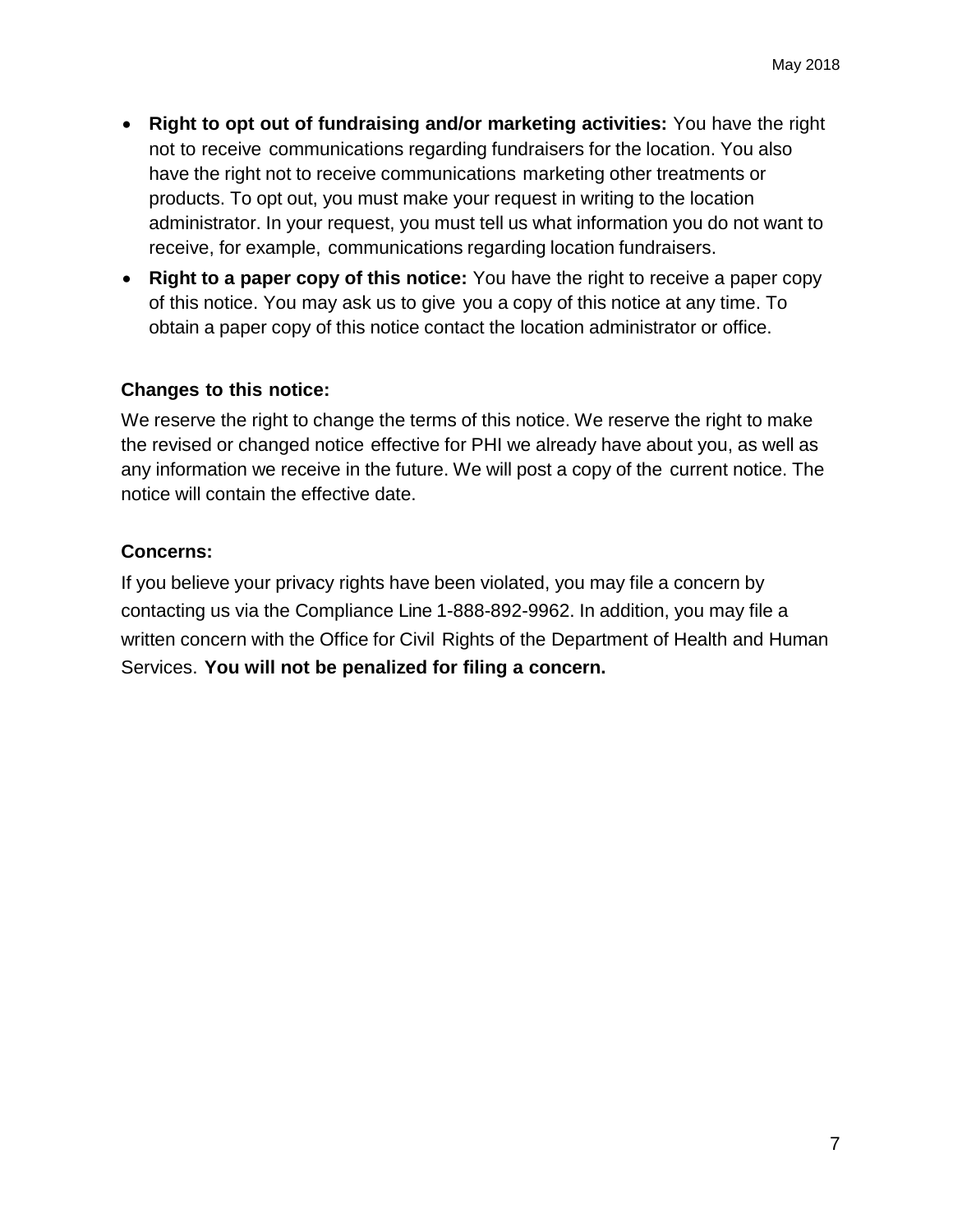- **Right to opt out of fundraising and/or marketing activities:** You have the right not to receive communications regarding fundraisers for the location. You also have the right not to receive communications marketing other treatments or products. To opt out, you must make your request in writing to the location administrator. In your request, you must tell us what information you do not want to receive, for example, communications regarding location fundraisers.
- **Right to a paper copy of this notice:** You have the right to receive a paper copy of this notice. You may ask us to give you a copy of this notice at any time. To obtain a paper copy of this notice contact the location administrator or office.

### Changes to this notice:

We reserve the right to change the terms of this notice. We reserve the right to make the revised or changed notice effective for PHI we already have about you, as well as any information we receive in the future. We will post a copy of the current notice. The notice will contain the effective date.

### Concerns:

If you believe your privacy rights have been violated, you may file a concern by contacting us via the Compliance Line 1-888-892-9962. In addition, you may file a written concern with the Office for Civil Rights of the Department of Health and Human Services. **You will not be penalized for filing a concern.**